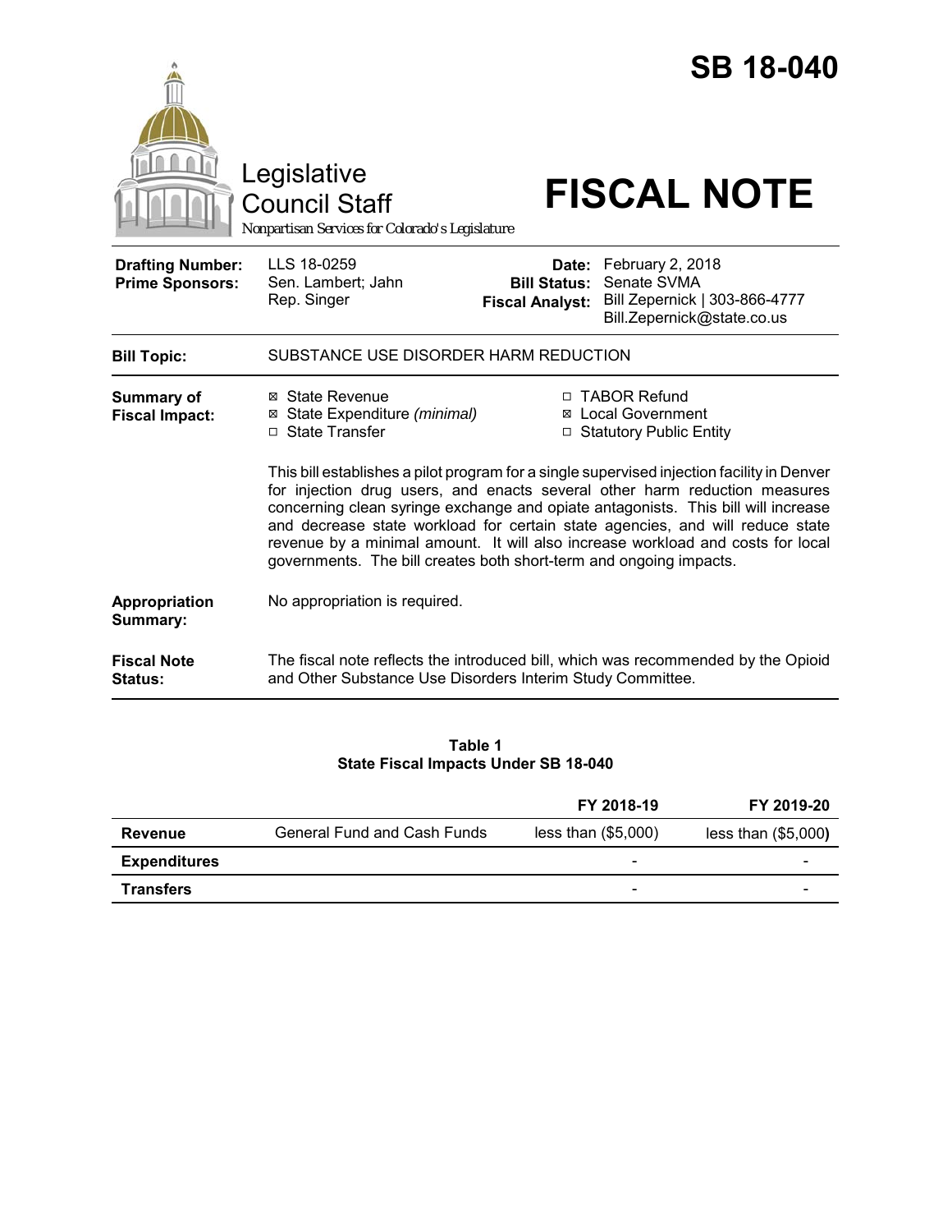# SB 18-040

Legislative Council Staff

*Nonpartisan Services for Colorado's Legislature*

# FISCAL NOTE

| | | | |
|---|---|---|---|
| **Drafting Number:** | LLS 18-0259 | **Date:** | February 2, 2018 |
| **Prime Sponsors:** | Sen. Lambert; Jahn<br>Rep. Singer | **Bill Status:** | Senate SVMA |
| | | **Fiscal Analyst:** | Bill Zepernick \| 303-866-4777<br>Bill.Zepernick@state.co.us |

**Bill Topic:** SUBSTANCE USE DISORDER HARM REDUCTION

**Summary of Fiscal Impact:**

- ☒ State Revenue
- ☒ State Expenditure *(minimal)*
- ☐ State Transfer
- ☐ TABOR Refund
- ☒ Local Government
- ☐ Statutory Public Entity

This bill establishes a pilot program for a single supervised injection facility in Denver for injection drug users, and enacts several other harm reduction measures concerning clean syringe exchange and opiate antagonists. This bill will increase and decrease state workload for certain state agencies, and will reduce state revenue by a minimal amount. It will also increase workload and costs for local governments. The bill creates both short-term and ongoing impacts.

**Appropriation Summary:** No appropriation is required.

**Fiscal Note Status:** The fiscal note reflects the introduced bill, which was recommended by the Opioid and Other Substance Use Disorders Interim Study Committee.

**Table 1**
**State Fiscal Impacts Under SB 18-040**

| | | FY 2018-19 | FY 2019-20 |
|---|---|---|---|
| **Revenue** | General Fund and Cash Funds | less than ($5,000) | less than ($5,000) |
| **Expenditures** | | - | - |
| **Transfers** | | - | - |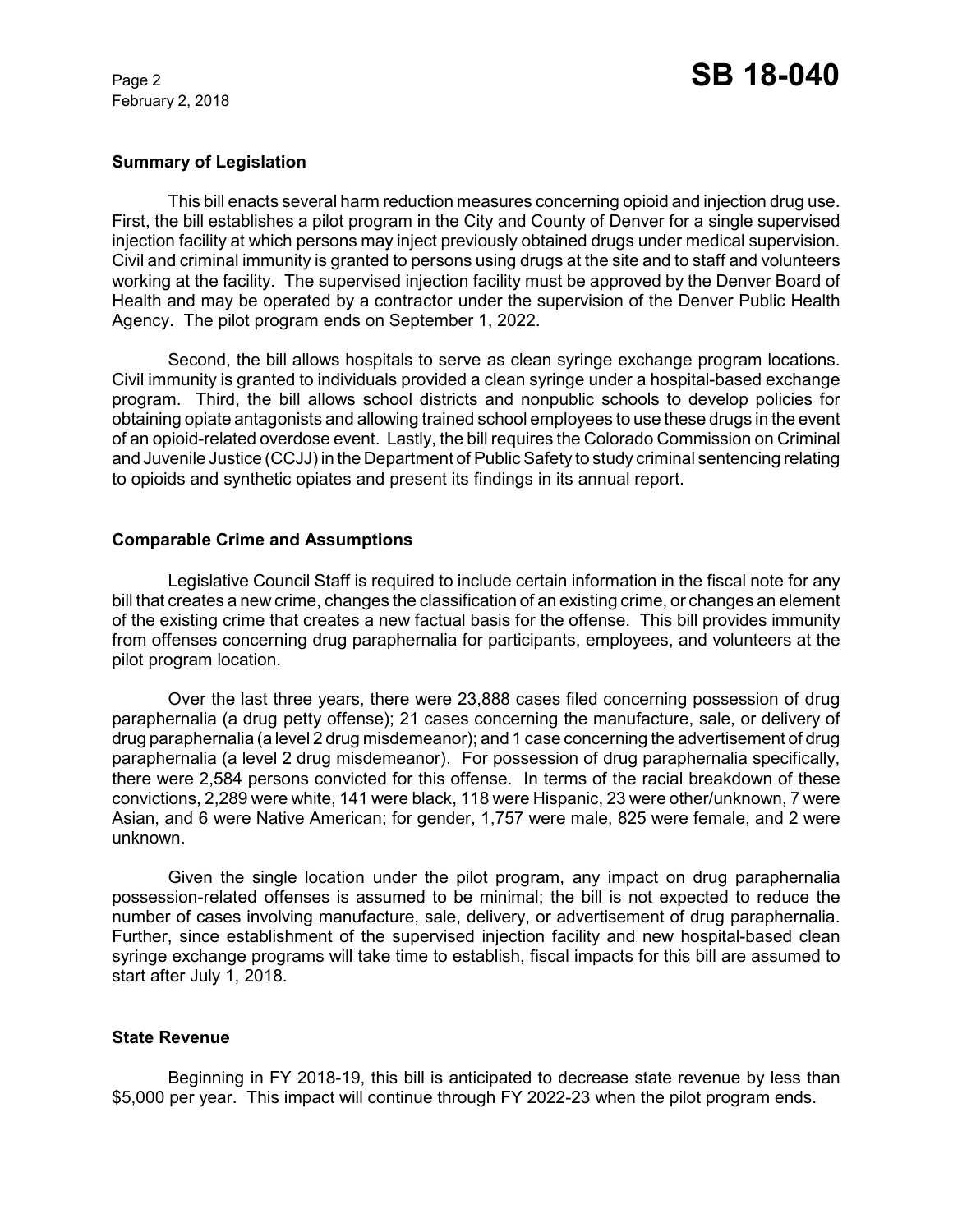## Summary of Legislation

This bill enacts several harm reduction measures concerning opioid and injection drug use. First, the bill establishes a pilot program in the City and County of Denver for a single supervised injection facility at which persons may inject previously obtained drugs under medical supervision. Civil and criminal immunity is granted to persons using drugs at the site and to staff and volunteers working at the facility. The supervised injection facility must be approved by the Denver Board of Health and may be operated by a contractor under the supervision of the Denver Public Health Agency. The pilot program ends on September 1, 2022.

Second, the bill allows hospitals to serve as clean syringe exchange program locations. Civil immunity is granted to individuals provided a clean syringe under a hospital-based exchange program. Third, the bill allows school districts and nonpublic schools to develop policies for obtaining opiate antagonists and allowing trained school employees to use these drugs in the event of an opioid-related overdose event. Lastly, the bill requires the Colorado Commission on Criminal and Juvenile Justice (CCJJ) in the Department of Public Safety to study criminal sentencing relating to opioids and synthetic opiates and present its findings in its annual report.

## Comparable Crime and Assumptions

Legislative Council Staff is required to include certain information in the fiscal note for any bill that creates a new crime, changes the classification of an existing crime, or changes an element of the existing crime that creates a new factual basis for the offense. This bill provides immunity from offenses concerning drug paraphernalia for participants, employees, and volunteers at the pilot program location.

Over the last three years, there were 23,888 cases filed concerning possession of drug paraphernalia (a drug petty offense); 21 cases concerning the manufacture, sale, or delivery of drug paraphernalia (a level 2 drug misdemeanor); and 1 case concerning the advertisement of drug paraphernalia (a level 2 drug misdemeanor). For possession of drug paraphernalia specifically, there were 2,584 persons convicted for this offense. In terms of the racial breakdown of these convictions, 2,289 were white, 141 were black, 118 were Hispanic, 23 were other/unknown, 7 were Asian, and 6 were Native American; for gender, 1,757 were male, 825 were female, and 2 were unknown.

Given the single location under the pilot program, any impact on drug paraphernalia possession-related offenses is assumed to be minimal; the bill is not expected to reduce the number of cases involving manufacture, sale, delivery, or advertisement of drug paraphernalia. Further, since establishment of the supervised injection facility and new hospital-based clean syringe exchange programs will take time to establish, fiscal impacts for this bill are assumed to start after July 1, 2018.

## State Revenue

Beginning in FY 2018-19, this bill is anticipated to decrease state revenue by less than $5,000 per year. This impact will continue through FY 2022-23 when the pilot program ends.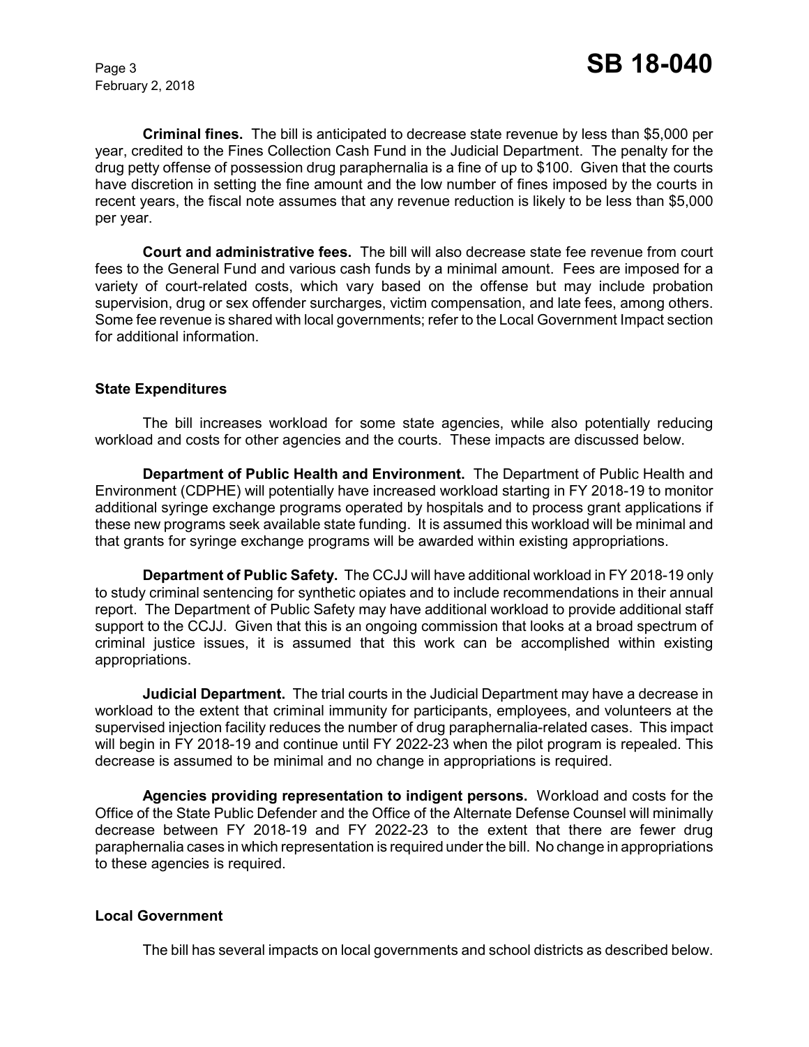**Criminal fines.** The bill is anticipated to decrease state revenue by less than $5,000 per year, credited to the Fines Collection Cash Fund in the Judicial Department. The penalty for the drug petty offense of possession drug paraphernalia is a fine of up to $100. Given that the courts have discretion in setting the fine amount and the low number of fines imposed by the courts in recent years, the fiscal note assumes that any revenue reduction is likely to be less than $5,000 per year.

**Court and administrative fees.** The bill will also decrease state fee revenue from court fees to the General Fund and various cash funds by a minimal amount. Fees are imposed for a variety of court-related costs, which vary based on the offense but may include probation supervision, drug or sex offender surcharges, victim compensation, and late fees, among others. Some fee revenue is shared with local governments; refer to the Local Government Impact section for additional information.

### State Expenditures

The bill increases workload for some state agencies, while also potentially reducing workload and costs for other agencies and the courts. These impacts are discussed below.

**Department of Public Health and Environment.** The Department of Public Health and Environment (CDPHE) will potentially have increased workload starting in FY 2018-19 to monitor additional syringe exchange programs operated by hospitals and to process grant applications if these new programs seek available state funding. It is assumed this workload will be minimal and that grants for syringe exchange programs will be awarded within existing appropriations.

**Department of Public Safety.** The CCJJ will have additional workload in FY 2018-19 only to study criminal sentencing for synthetic opiates and to include recommendations in their annual report. The Department of Public Safety may have additional workload to provide additional staff support to the CCJJ. Given that this is an ongoing commission that looks at a broad spectrum of criminal justice issues, it is assumed that this work can be accomplished within existing appropriations.

**Judicial Department.** The trial courts in the Judicial Department may have a decrease in workload to the extent that criminal immunity for participants, employees, and volunteers at the supervised injection facility reduces the number of drug paraphernalia-related cases. This impact will begin in FY 2018-19 and continue until FY 2022-23 when the pilot program is repealed. This decrease is assumed to be minimal and no change in appropriations is required.

**Agencies providing representation to indigent persons.** Workload and costs for the Office of the State Public Defender and the Office of the Alternate Defense Counsel will minimally decrease between FY 2018-19 and FY 2022-23 to the extent that there are fewer drug paraphernalia cases in which representation is required under the bill. No change in appropriations to these agencies is required.

### Local Government

The bill has several impacts on local governments and school districts as described below.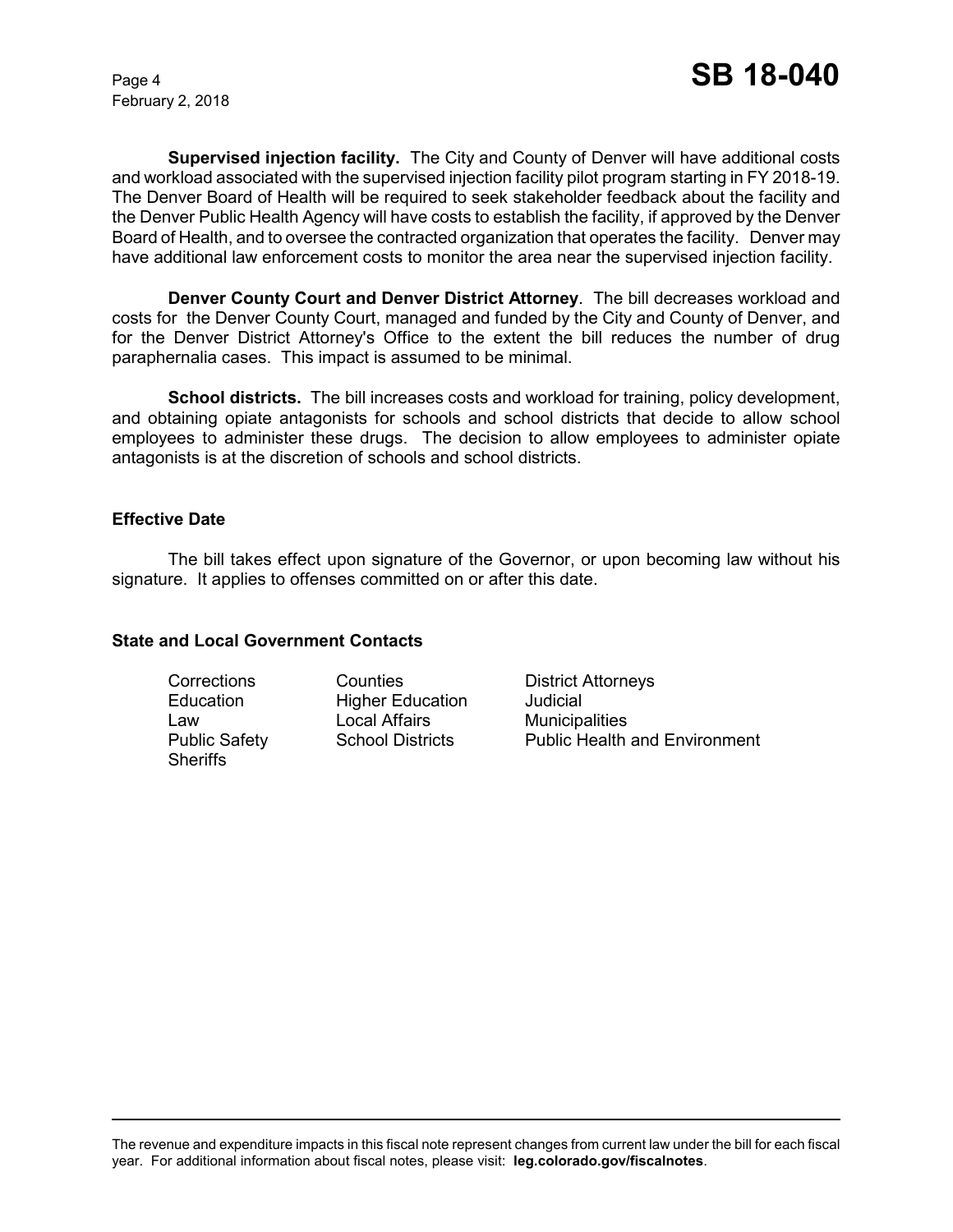**Supervised injection facility.** The City and County of Denver will have additional costs and workload associated with the supervised injection facility pilot program starting in FY 2018-19. The Denver Board of Health will be required to seek stakeholder feedback about the facility and the Denver Public Health Agency will have costs to establish the facility, if approved by the Denver Board of Health, and to oversee the contracted organization that operates the facility. Denver may have additional law enforcement costs to monitor the area near the supervised injection facility.

**Denver County Court and Denver District Attorney**. The bill decreases workload and costs for the Denver County Court, managed and funded by the City and County of Denver, and for the Denver District Attorney's Office to the extent the bill reduces the number of drug paraphernalia cases. This impact is assumed to be minimal.

**School districts.** The bill increases costs and workload for training, policy development, and obtaining opiate antagonists for schools and school districts that decide to allow school employees to administer these drugs. The decision to allow employees to administer opiate antagonists is at the discretion of schools and school districts.

## Effective Date

The bill takes effect upon signature of the Governor, or upon becoming law without his signature. It applies to offenses committed on or after this date.

## State and Local Government Contacts

| | | |
|---|---|---|
| Corrections | Counties | District Attorneys |
| Education | Higher Education | Judicial |
| Law | Local Affairs | Municipalities |
| Public Safety | School Districts | Public Health and Environment |
| Sheriffs | | |

The revenue and expenditure impacts in this fiscal note represent changes from current law under the bill for each fiscal year. For additional information about fiscal notes, please visit: **leg.colorado.gov/fiscalnotes**.